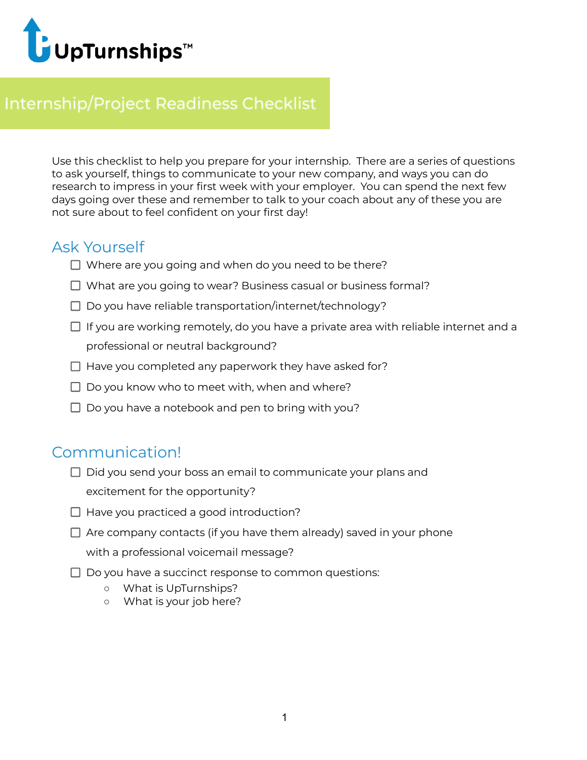UpTurnships™

# Internship/Project Readiness Checklist

Use this checklist to help you prepare for your internship. There are a series of questions to ask yourself, things to communicate to your new company, and ways you can do research to impress in your first week with your employer. You can spend the next few days going over these and remember to talk to your coach about any of these you are not sure about to feel confident on your first day!

## Ask Yourself

- ☐ Where are you going and when do you need to be there?
- ☐ What are you going to wear? Business casual or business formal?
- ☐ Do you have reliable transportation/internet/technology?
- ☐ If you are working remotely, do you have a private area with reliable internet and a professional or neutral background?
- ☐ Have you completed any paperwork they have asked for?
- ☐ Do you know who to meet with, when and where?
- ☐ Do you have a notebook and pen to bring with you?

## Communication!

- ☐ Did you send your boss an email to communicate your plans and excitement for the opportunity?
- ☐ Have you practiced a good introduction?
- ☐ Are company contacts (if you have them already) saved in your phone with a professional voicemail message?
- ☐ Do you have a succinct response to common questions:
  - What is UpTurnships?
  - What is your job here?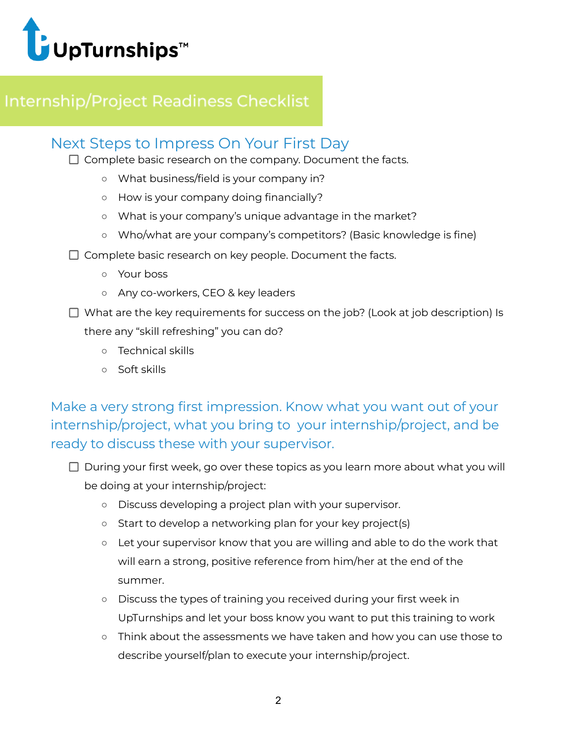UpTurnships™

# Internship/Project Readiness Checklist

## Next Steps to Impress On Your First Day

- [ ] Complete basic research on the company. Document the facts.
    - What business/field is your company in?
    - How is your company doing financially?
    - What is your company's unique advantage in the market?
    - Who/what are your company's competitors? (Basic knowledge is fine)
- [ ] Complete basic research on key people. Document the facts.
    - Your boss
    - Any co-workers, CEO & key leaders
- [ ] What are the key requirements for success on the job? (Look at job description) Is there any "skill refreshing" you can do?
    - Technical skills
    - Soft skills

## Make a very strong first impression. Know what you want out of your internship/project, what you bring to your internship/project, and be ready to discuss these with your supervisor.

- [ ] During your first week, go over these topics as you learn more about what you will be doing at your internship/project:
    - Discuss developing a project plan with your supervisor.
    - Start to develop a networking plan for your key project(s)
    - Let your supervisor know that you are willing and able to do the work that will earn a strong, positive reference from him/her at the end of the summer.
    - Discuss the types of training you received during your first week in UpTurnships and let your boss know you want to put this training to work
    - Think about the assessments we have taken and how you can use those to describe yourself/plan to execute your internship/project.